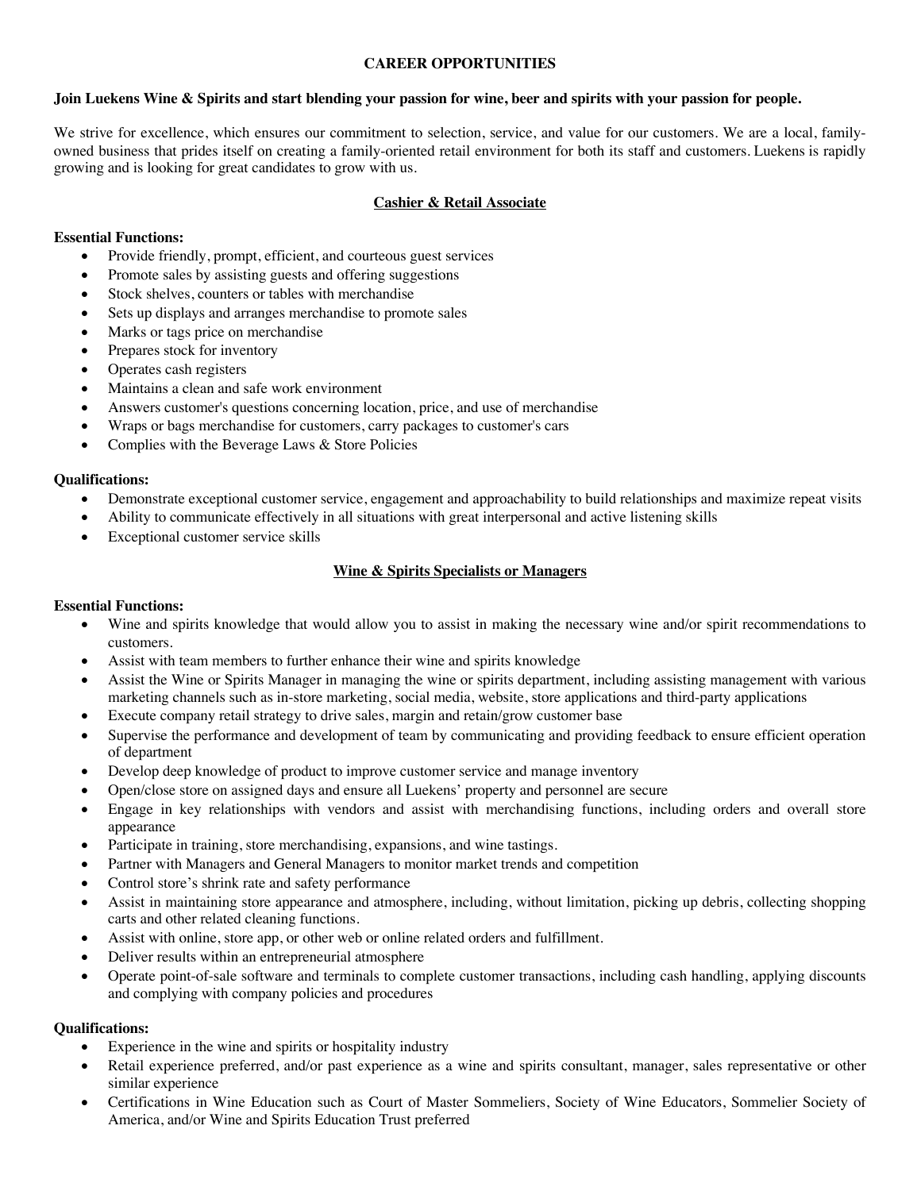# CAREER OPPORTUNITIES

**Join Luekens Wine & Spirits and start blending your passion for wine, beer and spirits with your passion for people.**

We strive for excellence, which ensures our commitment to selection, service, and value for our customers. We are a local, family-owned business that prides itself on creating a family-oriented retail environment for both its staff and customers. Luekens is rapidly growing and is looking for great candidates to grow with us.

## Cashier & Retail Associate

**Essential Functions:**

- Provide friendly, prompt, efficient, and courteous guest services
- Promote sales by assisting guests and offering suggestions
- Stock shelves, counters or tables with merchandise
- Sets up displays and arranges merchandise to promote sales
- Marks or tags price on merchandise
- Prepares stock for inventory
- Operates cash registers
- Maintains a clean and safe work environment
- Answers customer's questions concerning location, price, and use of merchandise
- Wraps or bags merchandise for customers, carry packages to customer's cars
- Complies with the Beverage Laws & Store Policies

**Qualifications:**

- Demonstrate exceptional customer service, engagement and approachability to build relationships and maximize repeat visits
- Ability to communicate effectively in all situations with great interpersonal and active listening skills
- Exceptional customer service skills

## Wine & Spirits Specialists or Managers

**Essential Functions:**

- Wine and spirits knowledge that would allow you to assist in making the necessary wine and/or spirit recommendations to customers.
- Assist with team members to further enhance their wine and spirits knowledge
- Assist the Wine or Spirits Manager in managing the wine or spirits department, including assisting management with various marketing channels such as in-store marketing, social media, website, store applications and third-party applications
- Execute company retail strategy to drive sales, margin and retain/grow customer base
- Supervise the performance and development of team by communicating and providing feedback to ensure efficient operation of department
- Develop deep knowledge of product to improve customer service and manage inventory
- Open/close store on assigned days and ensure all Luekens' property and personnel are secure
- Engage in key relationships with vendors and assist with merchandising functions, including orders and overall store appearance
- Participate in training, store merchandising, expansions, and wine tastings.
- Partner with Managers and General Managers to monitor market trends and competition
- Control store's shrink rate and safety performance
- Assist in maintaining store appearance and atmosphere, including, without limitation, picking up debris, collecting shopping carts and other related cleaning functions.
- Assist with online, store app, or other web or online related orders and fulfillment.
- Deliver results within an entrepreneurial atmosphere
- Operate point-of-sale software and terminals to complete customer transactions, including cash handling, applying discounts and complying with company policies and procedures

**Qualifications:**

- Experience in the wine and spirits or hospitality industry
- Retail experience preferred, and/or past experience as a wine and spirits consultant, manager, sales representative or other similar experience
- Certifications in Wine Education such as Court of Master Sommeliers, Society of Wine Educators, Sommelier Society of America, and/or Wine and Spirits Education Trust preferred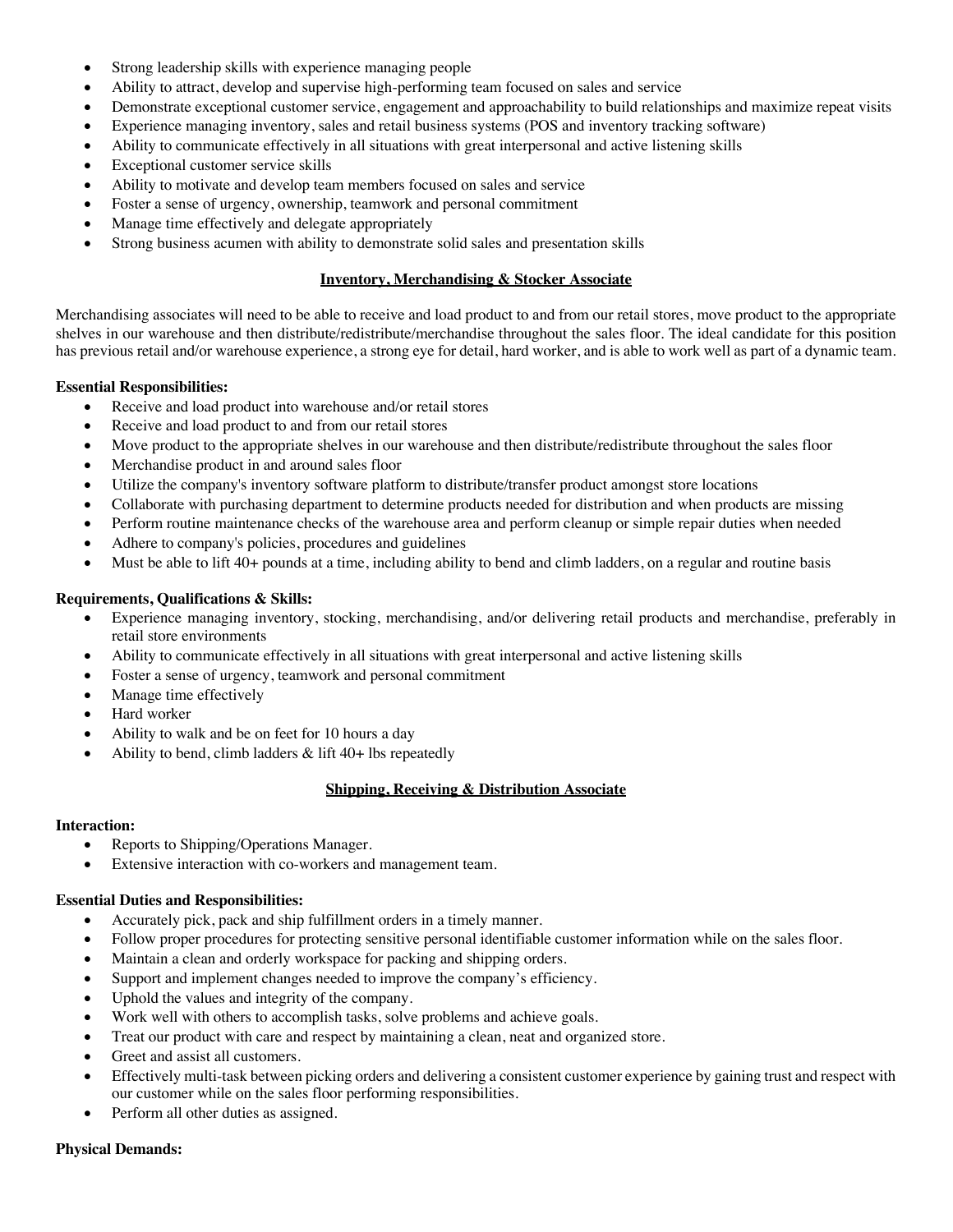- Strong leadership skills with experience managing people
- Ability to attract, develop and supervise high-performing team focused on sales and service
- Demonstrate exceptional customer service, engagement and approachability to build relationships and maximize repeat visits
- Experience managing inventory, sales and retail business systems (POS and inventory tracking software)
- Ability to communicate effectively in all situations with great interpersonal and active listening skills
- Exceptional customer service skills
- Ability to motivate and develop team members focused on sales and service
- Foster a sense of urgency, ownership, teamwork and personal commitment
- Manage time effectively and delegate appropriately
- Strong business acumen with ability to demonstrate solid sales and presentation skills

## Inventory, Merchandising & Stocker Associate

Merchandising associates will need to be able to receive and load product to and from our retail stores, move product to the appropriate shelves in our warehouse and then distribute/redistribute/merchandise throughout the sales floor. The ideal candidate for this position has previous retail and/or warehouse experience, a strong eye for detail, hard worker, and is able to work well as part of a dynamic team.

**Essential Responsibilities:**

- Receive and load product into warehouse and/or retail stores
- Receive and load product to and from our retail stores
- Move product to the appropriate shelves in our warehouse and then distribute/redistribute throughout the sales floor
- Merchandise product in and around sales floor
- Utilize the company's inventory software platform to distribute/transfer product amongst store locations
- Collaborate with purchasing department to determine products needed for distribution and when products are missing
- Perform routine maintenance checks of the warehouse area and perform cleanup or simple repair duties when needed
- Adhere to company's policies, procedures and guidelines
- Must be able to lift 40+ pounds at a time, including ability to bend and climb ladders, on a regular and routine basis

**Requirements, Qualifications & Skills:**

- Experience managing inventory, stocking, merchandising, and/or delivering retail products and merchandise, preferably in retail store environments
- Ability to communicate effectively in all situations with great interpersonal and active listening skills
- Foster a sense of urgency, teamwork and personal commitment
- Manage time effectively
- Hard worker
- Ability to walk and be on feet for 10 hours a day
- Ability to bend, climb ladders & lift 40+ lbs repeatedly

## Shipping, Receiving & Distribution Associate

**Interaction:**

- Reports to Shipping/Operations Manager.
- Extensive interaction with co-workers and management team.

**Essential Duties and Responsibilities:**

- Accurately pick, pack and ship fulfillment orders in a timely manner.
- Follow proper procedures for protecting sensitive personal identifiable customer information while on the sales floor.
- Maintain a clean and orderly workspace for packing and shipping orders.
- Support and implement changes needed to improve the company's efficiency.
- Uphold the values and integrity of the company.
- Work well with others to accomplish tasks, solve problems and achieve goals.
- Treat our product with care and respect by maintaining a clean, neat and organized store.
- Greet and assist all customers.
- Effectively multi-task between picking orders and delivering a consistent customer experience by gaining trust and respect with our customer while on the sales floor performing responsibilities.
- Perform all other duties as assigned.

**Physical Demands:**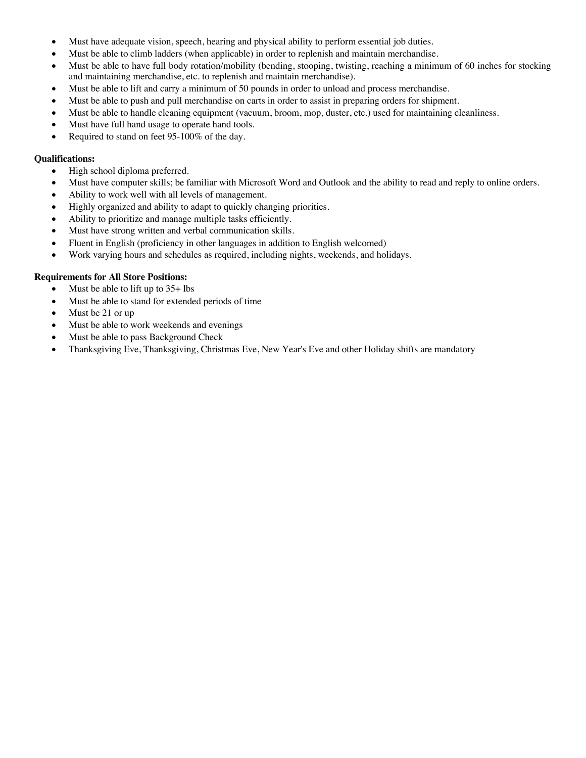- Must have adequate vision, speech, hearing and physical ability to perform essential job duties.
- Must be able to climb ladders (when applicable) in order to replenish and maintain merchandise.
- Must be able to have full body rotation/mobility (bending, stooping, twisting, reaching a minimum of 60 inches for stocking and maintaining merchandise, etc. to replenish and maintain merchandise).
- Must be able to lift and carry a minimum of 50 pounds in order to unload and process merchandise.
- Must be able to push and pull merchandise on carts in order to assist in preparing orders for shipment.
- Must be able to handle cleaning equipment (vacuum, broom, mop, duster, etc.) used for maintaining cleanliness.
- Must have full hand usage to operate hand tools.
- Required to stand on feet 95-100% of the day.

**Qualifications:**

- High school diploma preferred.
- Must have computer skills; be familiar with Microsoft Word and Outlook and the ability to read and reply to online orders.
- Ability to work well with all levels of management.
- Highly organized and ability to adapt to quickly changing priorities.
- Ability to prioritize and manage multiple tasks efficiently.
- Must have strong written and verbal communication skills.
- Fluent in English (proficiency in other languages in addition to English welcomed)
- Work varying hours and schedules as required, including nights, weekends, and holidays.

**Requirements for All Store Positions:**

- Must be able to lift up to 35+ lbs
- Must be able to stand for extended periods of time
- Must be 21 or up
- Must be able to work weekends and evenings
- Must be able to pass Background Check
- Thanksgiving Eve, Thanksgiving, Christmas Eve, New Year's Eve and other Holiday shifts are mandatory